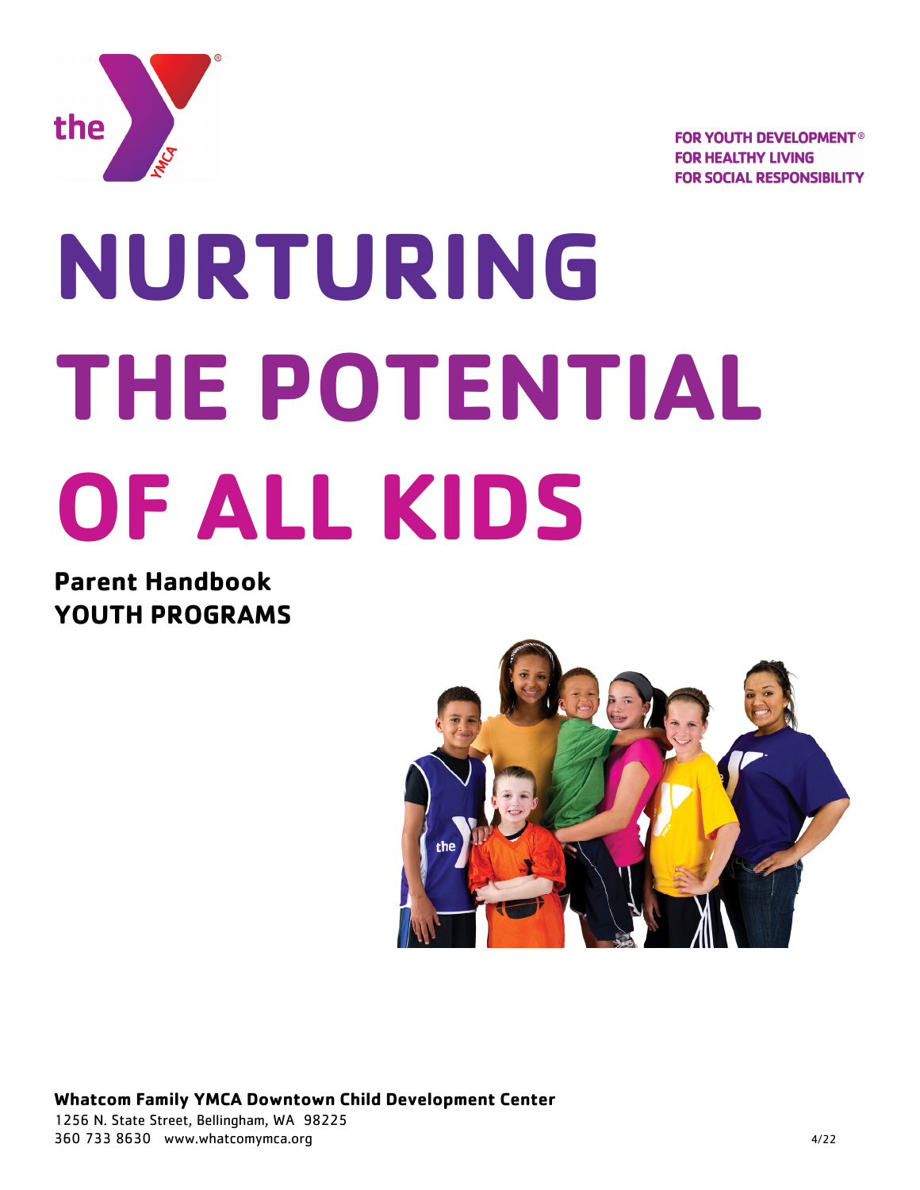FOR YOUTH DEVELOPMENT®
FOR HEALTHY LIVING
FOR SOCIAL RESPONSIBILITY

# NURTURING THE POTENTIAL OF ALL KIDS

**Parent Handbook**
**YOUTH PROGRAMS**

**Whatcom Family YMCA Downtown Child Development Center**
1256 N. State Street, Bellingham, WA 98225
360 733 8630 www.whatcomymca.org

4/22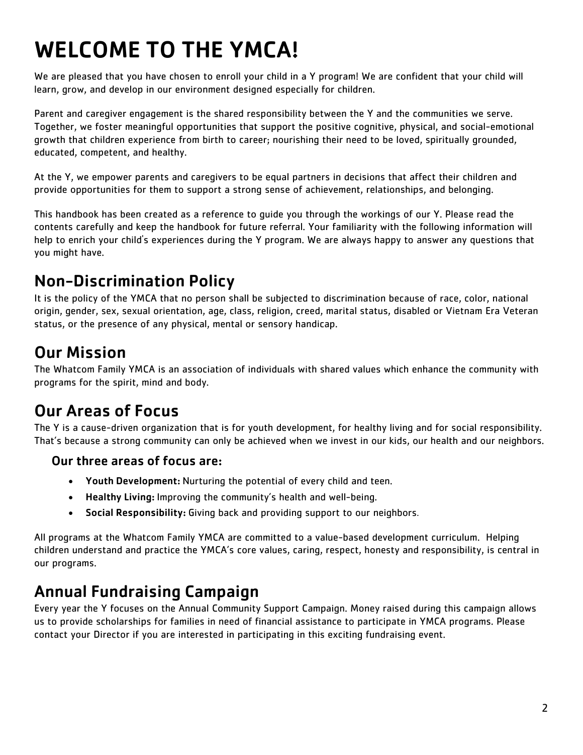# WELCOME TO THE YMCA!

We are pleased that you have chosen to enroll your child in a Y program! We are confident that your child will learn, grow, and develop in our environment designed especially for children.

Parent and caregiver engagement is the shared responsibility between the Y and the communities we serve. Together, we foster meaningful opportunities that support the positive cognitive, physical, and social-emotional growth that children experience from birth to career; nourishing their need to be loved, spiritually grounded, educated, competent, and healthy.

At the Y, we empower parents and caregivers to be equal partners in decisions that affect their children and provide opportunities for them to support a strong sense of achievement, relationships, and belonging.

This handbook has been created as a reference to guide you through the workings of our Y. Please read the contents carefully and keep the handbook for future referral. Your familiarity with the following information will help to enrich your child's experiences during the Y program. We are always happy to answer any questions that you might have.

## Non-Discrimination Policy

It is the policy of the YMCA that no person shall be subjected to discrimination because of race, color, national origin, gender, sex, sexual orientation, age, class, religion, creed, marital status, disabled or Vietnam Era Veteran status, or the presence of any physical, mental or sensory handicap.

## Our Mission

The Whatcom Family YMCA is an association of individuals with shared values which enhance the community with programs for the spirit, mind and body.

## Our Areas of Focus

The Y is a cause-driven organization that is for youth development, for healthy living and for social responsibility. That's because a strong community can only be achieved when we invest in our kids, our health and our neighbors.

### Our three areas of focus are:

- **Youth Development:** Nurturing the potential of every child and teen.
- **Healthy Living:** Improving the community's health and well-being.
- **Social Responsibility:** Giving back and providing support to our neighbors.

All programs at the Whatcom Family YMCA are committed to a value-based development curriculum. Helping children understand and practice the YMCA's core values, caring, respect, honesty and responsibility, is central in our programs.

## Annual Fundraising Campaign

Every year the Y focuses on the Annual Community Support Campaign. Money raised during this campaign allows us to provide scholarships for families in need of financial assistance to participate in YMCA programs. Please contact your Director if you are interested in participating in this exciting fundraising event.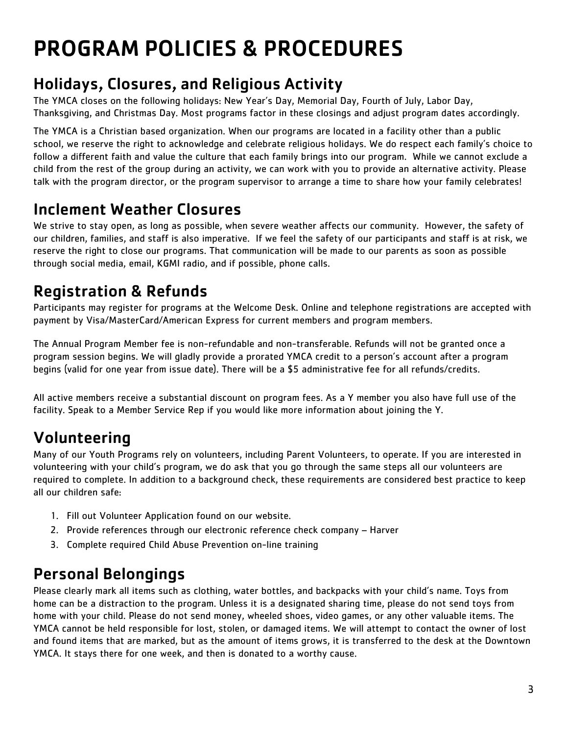# PROGRAM POLICIES & PROCEDURES

## Holidays, Closures, and Religious Activity

The YMCA closes on the following holidays: New Year's Day, Memorial Day, Fourth of July, Labor Day, Thanksgiving, and Christmas Day. Most programs factor in these closings and adjust program dates accordingly.

The YMCA is a Christian based organization. When our programs are located in a facility other than a public school, we reserve the right to acknowledge and celebrate religious holidays. We do respect each family's choice to follow a different faith and value the culture that each family brings into our program. While we cannot exclude a child from the rest of the group during an activity, we can work with you to provide an alternative activity. Please talk with the program director, or the program supervisor to arrange a time to share how your family celebrates!

## Inclement Weather Closures

We strive to stay open, as long as possible, when severe weather affects our community. However, the safety of our children, families, and staff is also imperative. If we feel the safety of our participants and staff is at risk, we reserve the right to close our programs. That communication will be made to our parents as soon as possible through social media, email, KGMI radio, and if possible, phone calls.

## Registration & Refunds

Participants may register for programs at the Welcome Desk. Online and telephone registrations are accepted with payment by Visa/MasterCard/American Express for current members and program members.

The Annual Program Member fee is non-refundable and non-transferable. Refunds will not be granted once a program session begins. We will gladly provide a prorated YMCA credit to a person's account after a program begins (valid for one year from issue date). There will be a $5 administrative fee for all refunds/credits.

All active members receive a substantial discount on program fees. As a Y member you also have full use of the facility. Speak to a Member Service Rep if you would like more information about joining the Y.

## Volunteering

Many of our Youth Programs rely on volunteers, including Parent Volunteers, to operate. If you are interested in volunteering with your child's program, we do ask that you go through the same steps all our volunteers are required to complete. In addition to a background check, these requirements are considered best practice to keep all our children safe:

1. Fill out Volunteer Application found on our website.
2. Provide references through our electronic reference check company – Harver
3. Complete required Child Abuse Prevention on-line training

## Personal Belongings

Please clearly mark all items such as clothing, water bottles, and backpacks with your child's name. Toys from home can be a distraction to the program. Unless it is a designated sharing time, please do not send toys from home with your child. Please do not send money, wheeled shoes, video games, or any other valuable items. The YMCA cannot be held responsible for lost, stolen, or damaged items. We will attempt to contact the owner of lost and found items that are marked, but as the amount of items grows, it is transferred to the desk at the Downtown YMCA. It stays there for one week, and then is donated to a worthy cause.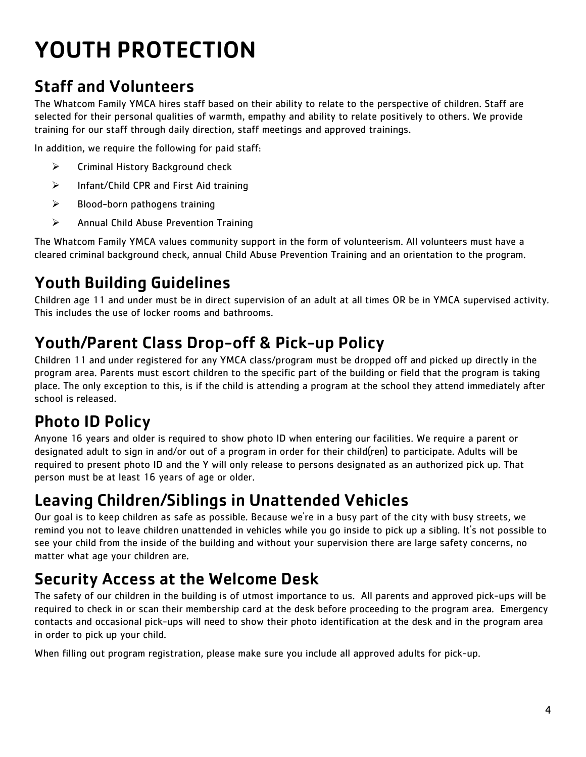# YOUTH PROTECTION

## Staff and Volunteers

The Whatcom Family YMCA hires staff based on their ability to relate to the perspective of children. Staff are selected for their personal qualities of warmth, empathy and ability to relate positively to others. We provide training for our staff through daily direction, staff meetings and approved trainings.

In addition, we require the following for paid staff:

- Criminal History Background check
- Infant/Child CPR and First Aid training
- Blood-born pathogens training
- Annual Child Abuse Prevention Training

The Whatcom Family YMCA values community support in the form of volunteerism. All volunteers must have a cleared criminal background check, annual Child Abuse Prevention Training and an orientation to the program.

## Youth Building Guidelines

Children age 11 and under must be in direct supervision of an adult at all times OR be in YMCA supervised activity. This includes the use of locker rooms and bathrooms.

## Youth/Parent Class Drop-off & Pick-up Policy

Children 11 and under registered for any YMCA class/program must be dropped off and picked up directly in the program area. Parents must escort children to the specific part of the building or field that the program is taking place. The only exception to this, is if the child is attending a program at the school they attend immediately after school is released.

## Photo ID Policy

Anyone 16 years and older is required to show photo ID when entering our facilities. We require a parent or designated adult to sign in and/or out of a program in order for their child(ren) to participate. Adults will be required to present photo ID and the Y will only release to persons designated as an authorized pick up. That person must be at least 16 years of age or older.

## Leaving Children/Siblings in Unattended Vehicles

Our goal is to keep children as safe as possible. Because we're in a busy part of the city with busy streets, we remind you not to leave children unattended in vehicles while you go inside to pick up a sibling. It's not possible to see your child from the inside of the building and without your supervision there are large safety concerns, no matter what age your children are.

## Security Access at the Welcome Desk

The safety of our children in the building is of utmost importance to us. All parents and approved pick-ups will be required to check in or scan their membership card at the desk before proceeding to the program area. Emergency contacts and occasional pick-ups will need to show their photo identification at the desk and in the program area in order to pick up your child.

When filling out program registration, please make sure you include all approved adults for pick-up.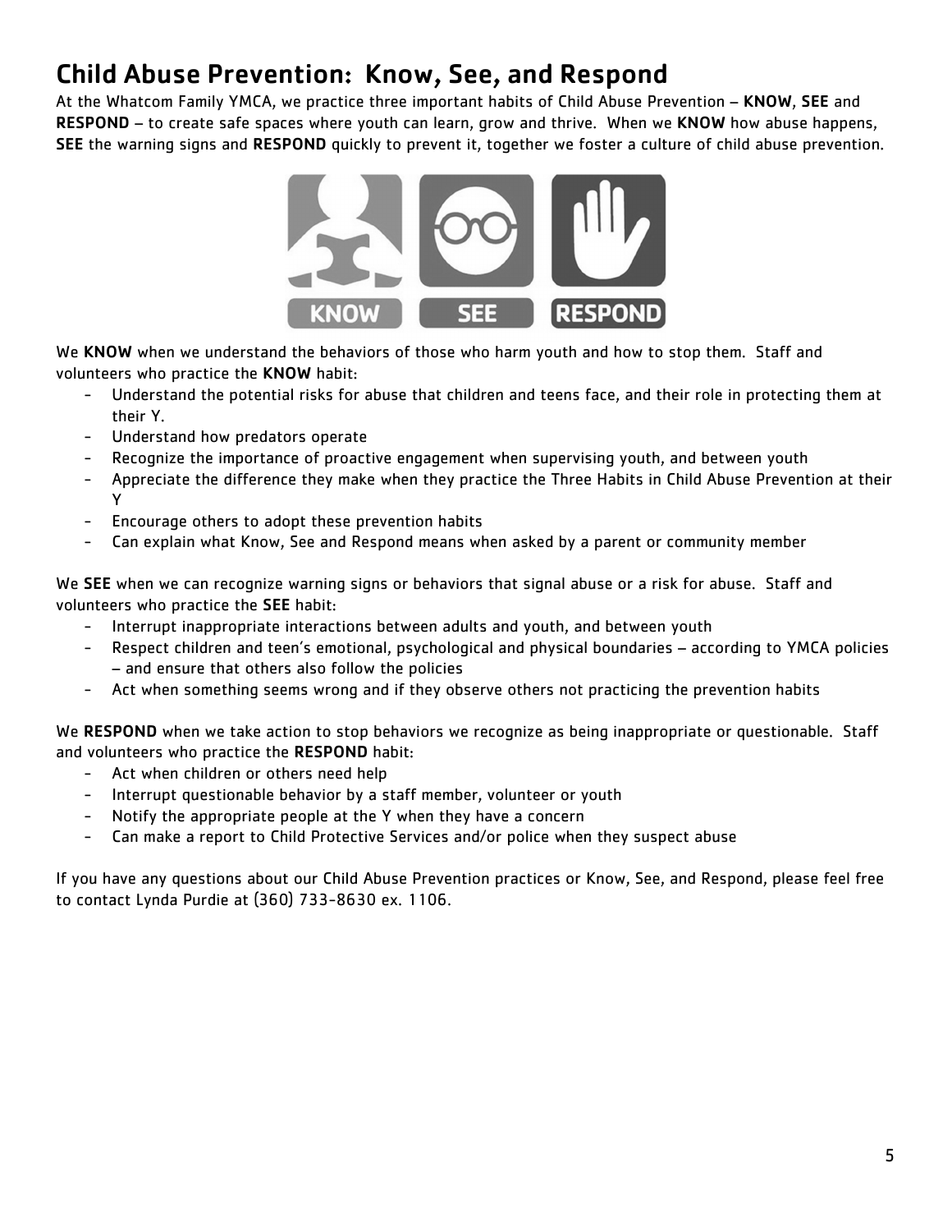# Child Abuse Prevention: Know, See, and Respond

At the Whatcom Family YMCA, we practice three important habits of Child Abuse Prevention – **KNOW**, **SEE** and **RESPOND** – to create safe spaces where youth can learn, grow and thrive. When we **KNOW** how abuse happens, **SEE** the warning signs and **RESPOND** quickly to prevent it, together we foster a culture of child abuse prevention.

We **KNOW** when we understand the behaviors of those who harm youth and how to stop them. Staff and volunteers who practice the **KNOW** habit:

- Understand the potential risks for abuse that children and teens face, and their role in protecting them at their Y.
- Understand how predators operate
- Recognize the importance of proactive engagement when supervising youth, and between youth
- Appreciate the difference they make when they practice the Three Habits in Child Abuse Prevention at their Y
- Encourage others to adopt these prevention habits
- Can explain what Know, See and Respond means when asked by a parent or community member

We **SEE** when we can recognize warning signs or behaviors that signal abuse or a risk for abuse. Staff and volunteers who practice the **SEE** habit:

- Interrupt inappropriate interactions between adults and youth, and between youth
- Respect children and teen's emotional, psychological and physical boundaries – according to YMCA policies – and ensure that others also follow the policies
- Act when something seems wrong and if they observe others not practicing the prevention habits

We **RESPOND** when we take action to stop behaviors we recognize as being inappropriate or questionable. Staff and volunteers who practice the **RESPOND** habit:

- Act when children or others need help
- Interrupt questionable behavior by a staff member, volunteer or youth
- Notify the appropriate people at the Y when they have a concern
- Can make a report to Child Protective Services and/or police when they suspect abuse

If you have any questions about our Child Abuse Prevention practices or Know, See, and Respond, please feel free to contact Lynda Purdie at (360) 733-8630 ex. 1106.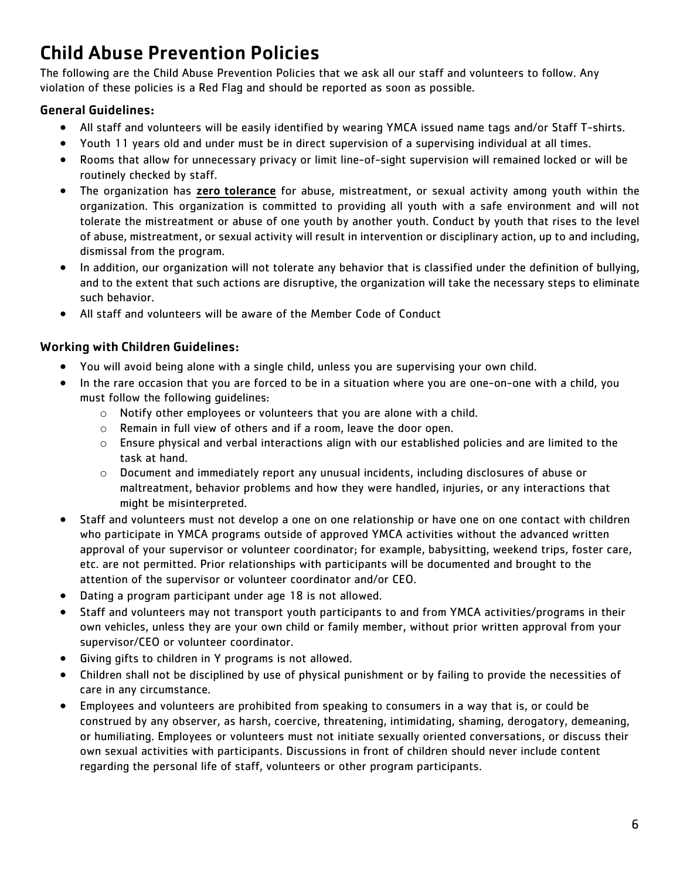# Child Abuse Prevention Policies

The following are the Child Abuse Prevention Policies that we ask all our staff and volunteers to follow. Any violation of these policies is a Red Flag and should be reported as soon as possible.

### General Guidelines:

- All staff and volunteers will be easily identified by wearing YMCA issued name tags and/or Staff T-shirts.
- Youth 11 years old and under must be in direct supervision of a supervising individual at all times.
- Rooms that allow for unnecessary privacy or limit line-of-sight supervision will remained locked or will be routinely checked by staff.
- The organization has **zero tolerance** for abuse, mistreatment, or sexual activity among youth within the organization. This organization is committed to providing all youth with a safe environment and will not tolerate the mistreatment or abuse of one youth by another youth. Conduct by youth that rises to the level of abuse, mistreatment, or sexual activity will result in intervention or disciplinary action, up to and including, dismissal from the program.
- In addition, our organization will not tolerate any behavior that is classified under the definition of bullying, and to the extent that such actions are disruptive, the organization will take the necessary steps to eliminate such behavior.
- All staff and volunteers will be aware of the Member Code of Conduct

### Working with Children Guidelines:

- You will avoid being alone with a single child, unless you are supervising your own child.
- In the rare occasion that you are forced to be in a situation where you are one-on-one with a child, you must follow the following guidelines:
  - Notify other employees or volunteers that you are alone with a child.
  - Remain in full view of others and if a room, leave the door open.
  - Ensure physical and verbal interactions align with our established policies and are limited to the task at hand.
  - Document and immediately report any unusual incidents, including disclosures of abuse or maltreatment, behavior problems and how they were handled, injuries, or any interactions that might be misinterpreted.
- Staff and volunteers must not develop a one on one relationship or have one on one contact with children who participate in YMCA programs outside of approved YMCA activities without the advanced written approval of your supervisor or volunteer coordinator; for example, babysitting, weekend trips, foster care, etc. are not permitted. Prior relationships with participants will be documented and brought to the attention of the supervisor or volunteer coordinator and/or CEO.
- Dating a program participant under age 18 is not allowed.
- Staff and volunteers may not transport youth participants to and from YMCA activities/programs in their own vehicles, unless they are your own child or family member, without prior written approval from your supervisor/CEO or volunteer coordinator.
- Giving gifts to children in Y programs is not allowed.
- Children shall not be disciplined by use of physical punishment or by failing to provide the necessities of care in any circumstance.
- Employees and volunteers are prohibited from speaking to consumers in a way that is, or could be construed by any observer, as harsh, coercive, threatening, intimidating, shaming, derogatory, demeaning, or humiliating. Employees or volunteers must not initiate sexually oriented conversations, or discuss their own sexual activities with participants. Discussions in front of children should never include content regarding the personal life of staff, volunteers or other program participants.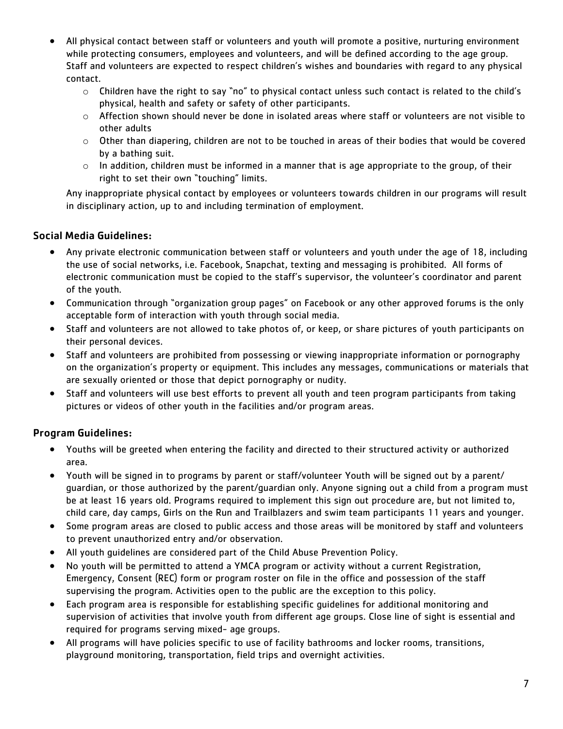- All physical contact between staff or volunteers and youth will promote a positive, nurturing environment while protecting consumers, employees and volunteers, and will be defined according to the age group. Staff and volunteers are expected to respect children's wishes and boundaries with regard to any physical contact.
  - Children have the right to say "no" to physical contact unless such contact is related to the child's physical, health and safety or safety of other participants.
  - Affection shown should never be done in isolated areas where staff or volunteers are not visible to other adults
  - Other than diapering, children are not to be touched in areas of their bodies that would be covered by a bathing suit.
  - In addition, children must be informed in a manner that is age appropriate to the group, of their right to set their own "touching" limits.

  Any inappropriate physical contact by employees or volunteers towards children in our programs will result in disciplinary action, up to and including termination of employment.

### Social Media Guidelines:

- Any private electronic communication between staff or volunteers and youth under the age of 18, including the use of social networks, i.e. Facebook, Snapchat, texting and messaging is prohibited. All forms of electronic communication must be copied to the staff's supervisor, the volunteer's coordinator and parent of the youth.
- Communication through "organization group pages" on Facebook or any other approved forums is the only acceptable form of interaction with youth through social media.
- Staff and volunteers are not allowed to take photos of, or keep, or share pictures of youth participants on their personal devices.
- Staff and volunteers are prohibited from possessing or viewing inappropriate information or pornography on the organization's property or equipment. This includes any messages, communications or materials that are sexually oriented or those that depict pornography or nudity.
- Staff and volunteers will use best efforts to prevent all youth and teen program participants from taking pictures or videos of other youth in the facilities and/or program areas.

### Program Guidelines:

- Youths will be greeted when entering the facility and directed to their structured activity or authorized area.
- Youth will be signed in to programs by parent or staff/volunteer Youth will be signed out by a parent/ guardian, or those authorized by the parent/guardian only. Anyone signing out a child from a program must be at least 16 years old. Programs required to implement this sign out procedure are, but not limited to, child care, day camps, Girls on the Run and Trailblazers and swim team participants 11 years and younger.
- Some program areas are closed to public access and those areas will be monitored by staff and volunteers to prevent unauthorized entry and/or observation.
- All youth guidelines are considered part of the Child Abuse Prevention Policy.
- No youth will be permitted to attend a YMCA program or activity without a current Registration, Emergency, Consent (REC) form or program roster on file in the office and possession of the staff supervising the program. Activities open to the public are the exception to this policy.
- Each program area is responsible for establishing specific guidelines for additional monitoring and supervision of activities that involve youth from different age groups. Close line of sight is essential and required for programs serving mixed- age groups.
- All programs will have policies specific to use of facility bathrooms and locker rooms, transitions, playground monitoring, transportation, field trips and overnight activities.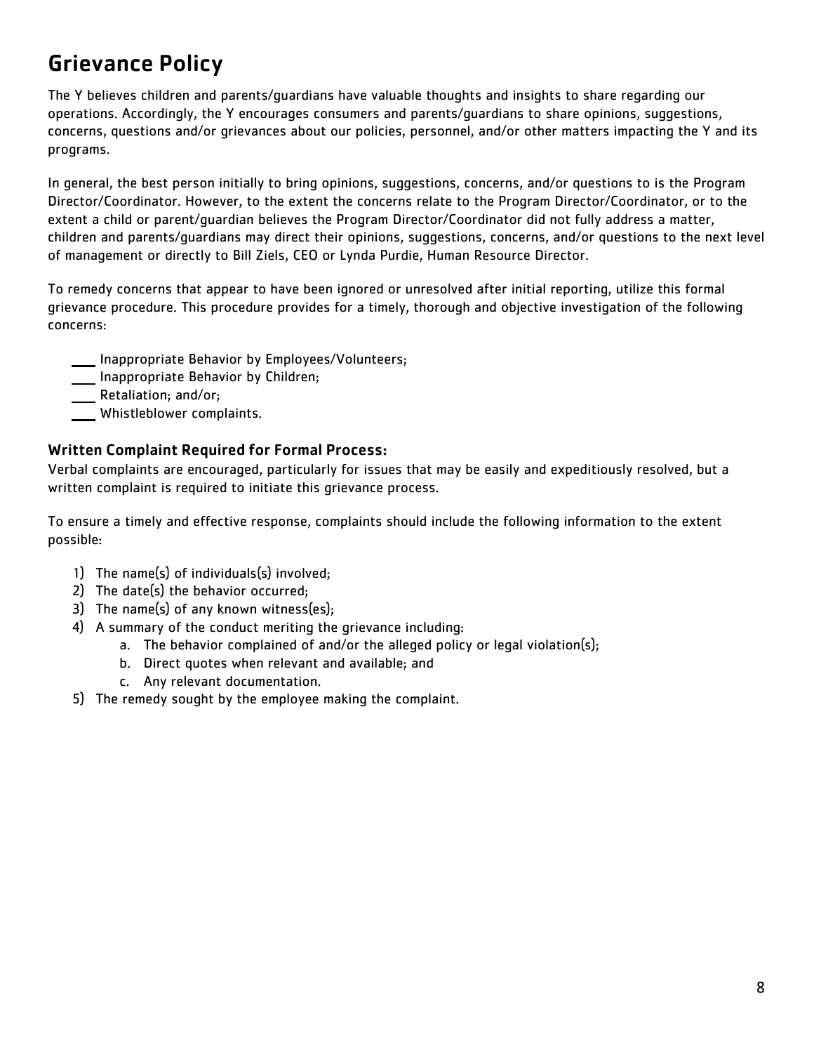# Grievance Policy

The Y believes children and parents/guardians have valuable thoughts and insights to share regarding our operations. Accordingly, the Y encourages consumers and parents/guardians to share opinions, suggestions, concerns, questions and/or grievances about our policies, personnel, and/or other matters impacting the Y and its programs.

In general, the best person initially to bring opinions, suggestions, concerns, and/or questions to is the Program Director/Coordinator. However, to the extent the concerns relate to the Program Director/Coordinator, or to the extent a child or parent/guardian believes the Program Director/Coordinator did not fully address a matter, children and parents/guardians may direct their opinions, suggestions, concerns, and/or questions to the next level of management or directly to Bill Ziels, CEO or Lynda Purdie, Human Resource Director.

To remedy concerns that appear to have been ignored or unresolved after initial reporting, utilize this formal grievance procedure. This procedure provides for a timely, thorough and objective investigation of the following concerns:

- ____ Inappropriate Behavior by Employees/Volunteers;
- ____ Inappropriate Behavior by Children;
- ____ Retaliation; and/or;
- ____ Whistleblower complaints.

### Written Complaint Required for Formal Process:

Verbal complaints are encouraged, particularly for issues that may be easily and expeditiously resolved, but a written complaint is required to initiate this grievance process.

To ensure a timely and effective response, complaints should include the following information to the extent possible:

1) The name(s) of individuals(s) involved;
2) The date(s) the behavior occurred;
3) The name(s) of any known witness(es);
4) A summary of the conduct meriting the grievance including:
    a. The behavior complained of and/or the alleged policy or legal violation(s);
    b. Direct quotes when relevant and available; and
    c. Any relevant documentation.
5) The remedy sought by the employee making the complaint.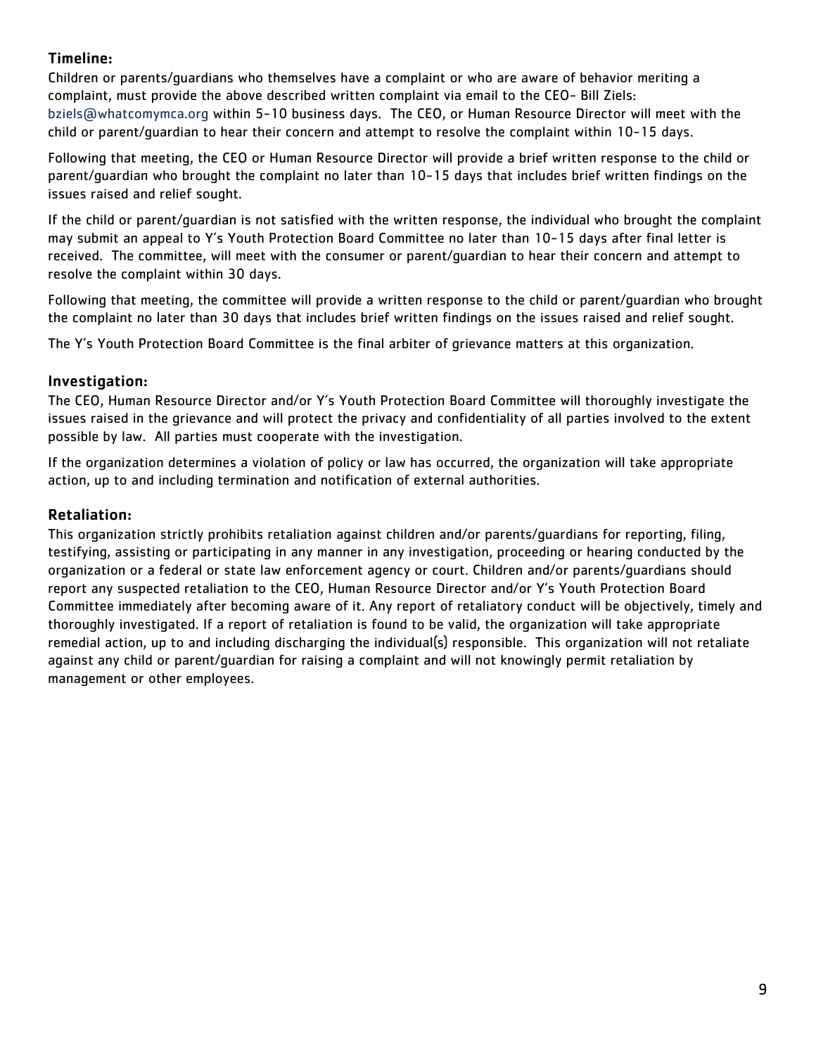### Timeline:

Children or parents/guardians who themselves have a complaint or who are aware of behavior meriting a complaint, must provide the above described written complaint via email to the CEO- Bill Ziels: bziels@whatcomymca.org within 5-10 business days. The CEO, or Human Resource Director will meet with the child or parent/guardian to hear their concern and attempt to resolve the complaint within 10-15 days.

Following that meeting, the CEO or Human Resource Director will provide a brief written response to the child or parent/guardian who brought the complaint no later than 10-15 days that includes brief written findings on the issues raised and relief sought.

If the child or parent/guardian is not satisfied with the written response, the individual who brought the complaint may submit an appeal to Y's Youth Protection Board Committee no later than 10-15 days after final letter is received. The committee, will meet with the consumer or parent/guardian to hear their concern and attempt to resolve the complaint within 30 days.

Following that meeting, the committee will provide a written response to the child or parent/guardian who brought the complaint no later than 30 days that includes brief written findings on the issues raised and relief sought.

The Y's Youth Protection Board Committee is the final arbiter of grievance matters at this organization.

### Investigation:

The CEO, Human Resource Director and/or Y's Youth Protection Board Committee will thoroughly investigate the issues raised in the grievance and will protect the privacy and confidentiality of all parties involved to the extent possible by law. All parties must cooperate with the investigation.

If the organization determines a violation of policy or law has occurred, the organization will take appropriate action, up to and including termination and notification of external authorities.

### Retaliation:

This organization strictly prohibits retaliation against children and/or parents/guardians for reporting, filing, testifying, assisting or participating in any manner in any investigation, proceeding or hearing conducted by the organization or a federal or state law enforcement agency or court. Children and/or parents/guardians should report any suspected retaliation to the CEO, Human Resource Director and/or Y's Youth Protection Board Committee immediately after becoming aware of it. Any report of retaliatory conduct will be objectively, timely and thoroughly investigated. If a report of retaliation is found to be valid, the organization will take appropriate remedial action, up to and including discharging the individual(s) responsible. This organization will not retaliate against any child or parent/guardian for raising a complaint and will not knowingly permit retaliation by management or other employees.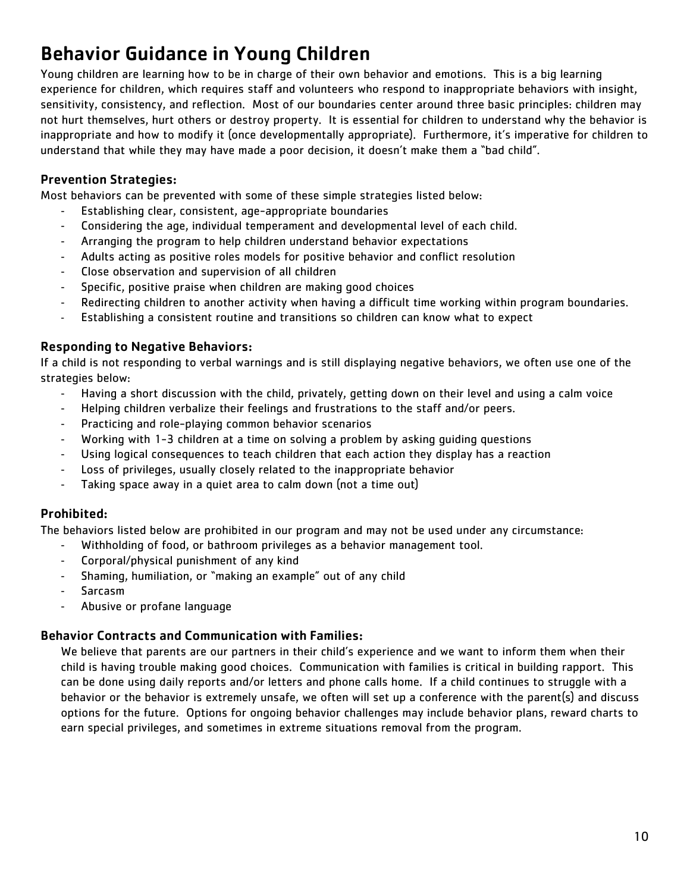# Behavior Guidance in Young Children

Young children are learning how to be in charge of their own behavior and emotions. This is a big learning experience for children, which requires staff and volunteers who respond to inappropriate behaviors with insight, sensitivity, consistency, and reflection. Most of our boundaries center around three basic principles: children may not hurt themselves, hurt others or destroy property. It is essential for children to understand why the behavior is inappropriate and how to modify it (once developmentally appropriate). Furthermore, it's imperative for children to understand that while they may have made a poor decision, it doesn't make them a "bad child".

### Prevention Strategies:

Most behaviors can be prevented with some of these simple strategies listed below:

- Establishing clear, consistent, age-appropriate boundaries
- Considering the age, individual temperament and developmental level of each child.
- Arranging the program to help children understand behavior expectations
- Adults acting as positive roles models for positive behavior and conflict resolution
- Close observation and supervision of all children
- Specific, positive praise when children are making good choices
- Redirecting children to another activity when having a difficult time working within program boundaries.
- Establishing a consistent routine and transitions so children can know what to expect

### Responding to Negative Behaviors:

If a child is not responding to verbal warnings and is still displaying negative behaviors, we often use one of the strategies below:

- Having a short discussion with the child, privately, getting down on their level and using a calm voice
- Helping children verbalize their feelings and frustrations to the staff and/or peers.
- Practicing and role-playing common behavior scenarios
- Working with 1-3 children at a time on solving a problem by asking guiding questions
- Using logical consequences to teach children that each action they display has a reaction
- Loss of privileges, usually closely related to the inappropriate behavior
- Taking space away in a quiet area to calm down (not a time out)

### Prohibited:

The behaviors listed below are prohibited in our program and may not be used under any circumstance:

- Withholding of food, or bathroom privileges as a behavior management tool.
- Corporal/physical punishment of any kind
- Shaming, humiliation, or "making an example" out of any child
- Sarcasm
- Abusive or profane language

### Behavior Contracts and Communication with Families:

We believe that parents are our partners in their child's experience and we want to inform them when their child is having trouble making good choices. Communication with families is critical in building rapport. This can be done using daily reports and/or letters and phone calls home. If a child continues to struggle with a behavior or the behavior is extremely unsafe, we often will set up a conference with the parent(s) and discuss options for the future. Options for ongoing behavior challenges may include behavior plans, reward charts to earn special privileges, and sometimes in extreme situations removal from the program.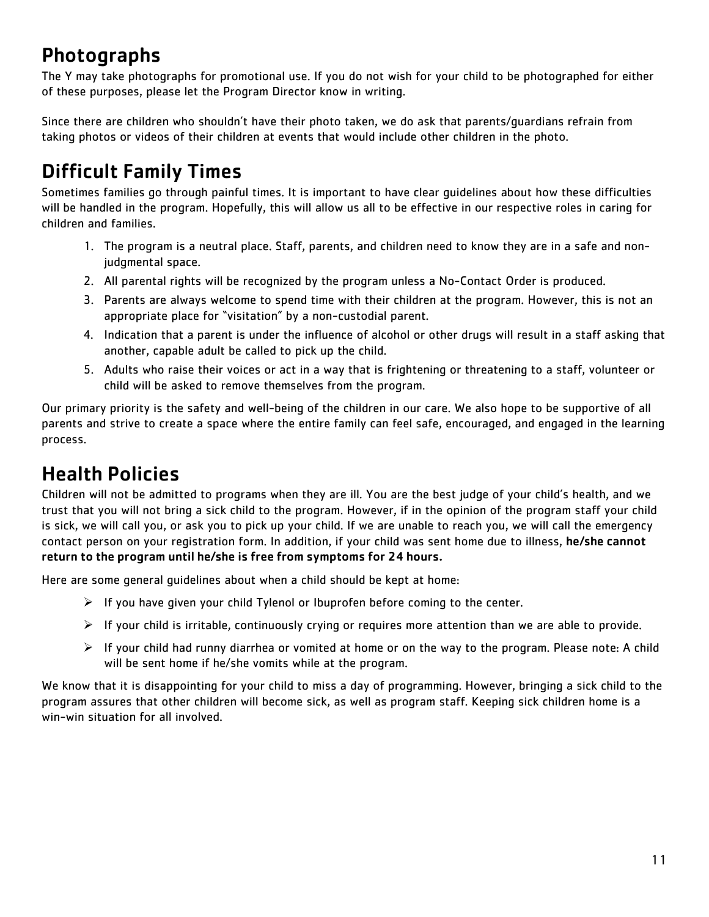## Photographs

The Y may take photographs for promotional use. If you do not wish for your child to be photographed for either of these purposes, please let the Program Director know in writing.

Since there are children who shouldn't have their photo taken, we do ask that parents/guardians refrain from taking photos or videos of their children at events that would include other children in the photo.

## Difficult Family Times

Sometimes families go through painful times. It is important to have clear guidelines about how these difficulties will be handled in the program. Hopefully, this will allow us all to be effective in our respective roles in caring for children and families.

1. The program is a neutral place. Staff, parents, and children need to know they are in a safe and non-judgmental space.
2. All parental rights will be recognized by the program unless a No-Contact Order is produced.
3. Parents are always welcome to spend time with their children at the program. However, this is not an appropriate place for "visitation" by a non-custodial parent.
4. Indication that a parent is under the influence of alcohol or other drugs will result in a staff asking that another, capable adult be called to pick up the child.
5. Adults who raise their voices or act in a way that is frightening or threatening to a staff, volunteer or child will be asked to remove themselves from the program.

Our primary priority is the safety and well-being of the children in our care. We also hope to be supportive of all parents and strive to create a space where the entire family can feel safe, encouraged, and engaged in the learning process.

## Health Policies

Children will not be admitted to programs when they are ill. You are the best judge of your child's health, and we trust that you will not bring a sick child to the program. However, if in the opinion of the program staff your child is sick, we will call you, or ask you to pick up your child. If we are unable to reach you, we will call the emergency contact person on your registration form. In addition, if your child was sent home due to illness, **he/she cannot return to the program until he/she is free from symptoms for 24 hours.**

Here are some general guidelines about when a child should be kept at home:

- If you have given your child Tylenol or Ibuprofen before coming to the center.
- If your child is irritable, continuously crying or requires more attention than we are able to provide.
- If your child had runny diarrhea or vomited at home or on the way to the program. Please note: A child will be sent home if he/she vomits while at the program.

We know that it is disappointing for your child to miss a day of programming. However, bringing a sick child to the program assures that other children will become sick, as well as program staff. Keeping sick children home is a win-win situation for all involved.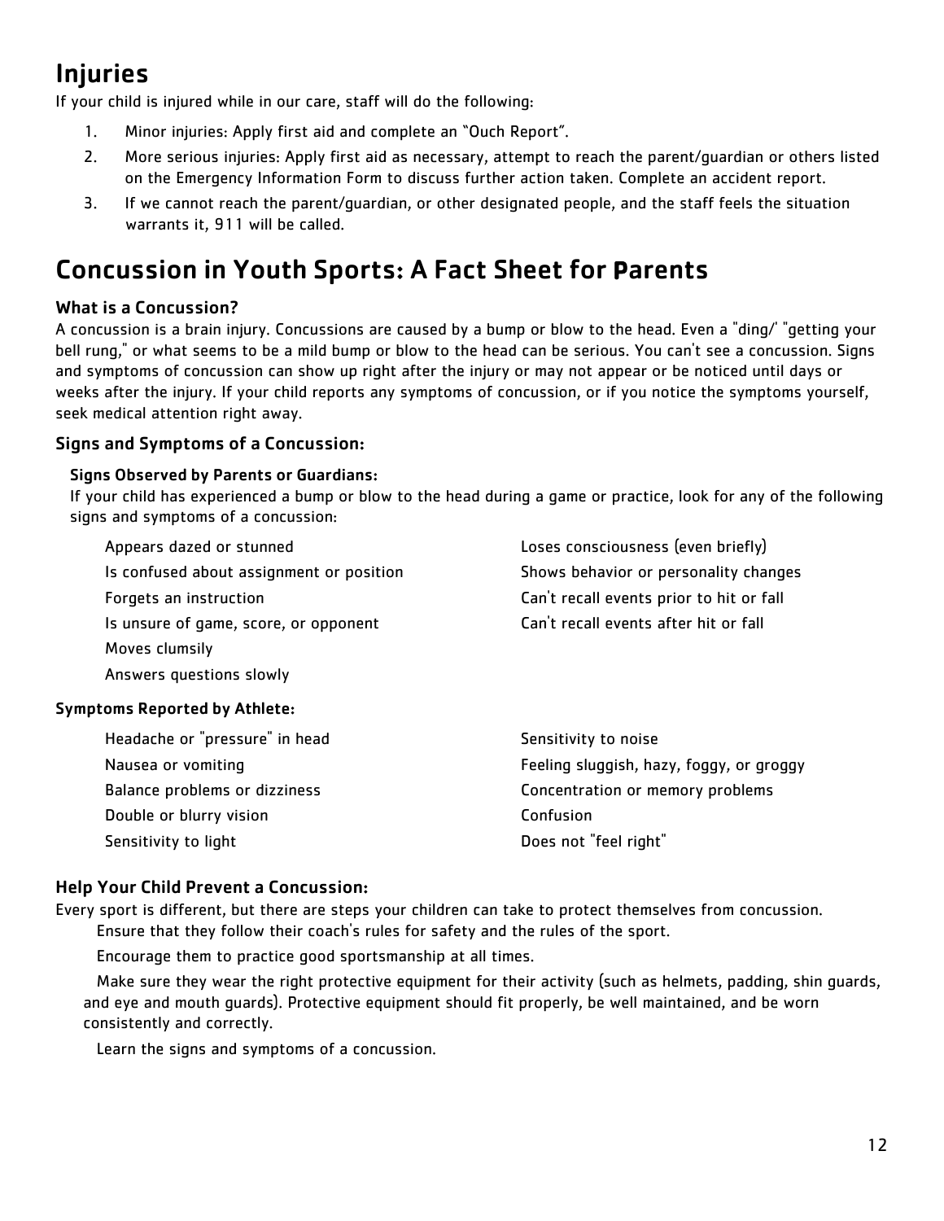## Injuries

If your child is injured while in our care, staff will do the following:

1. Minor injuries: Apply first aid and complete an "Ouch Report".
2. More serious injuries: Apply first aid as necessary, attempt to reach the parent/guardian or others listed on the Emergency Information Form to discuss further action taken. Complete an accident report.
3. If we cannot reach the parent/guardian, or other designated people, and the staff feels the situation warrants it, 911 will be called.

## Concussion in Youth Sports: A Fact Sheet for Parents

### What is a Concussion?

A concussion is a brain injury. Concussions are caused by a bump or blow to the head. Even a "ding/' "getting your bell rung," or what seems to be a mild bump or blow to the head can be serious. You can't see a concussion. Signs and symptoms of concussion can show up right after the injury or may not appear or be noticed until days or weeks after the injury. If your child reports any symptoms of concussion, or if you notice the symptoms yourself, seek medical attention right away.

### Signs and Symptoms of a Concussion:

#### Signs Observed by Parents or Guardians:

If your child has experienced a bump or blow to the head during a game or practice, look for any of the following signs and symptoms of a concussion:

- Appears dazed or stunned
- Is confused about assignment or position
- Forgets an instruction
- Is unsure of game, score, or opponent
- Moves clumsily
- Answers questions slowly
- Loses consciousness (even briefly)
- Shows behavior or personality changes
- Can't recall events prior to hit or fall
- Can't recall events after hit or fall

#### Symptoms Reported by Athlete:

- Headache or "pressure" in head
- Nausea or vomiting
- Balance problems or dizziness
- Double or blurry vision
- Sensitivity to light
- Sensitivity to noise
- Feeling sluggish, hazy, foggy, or groggy
- Concentration or memory problems
- Confusion
- Does not "feel right"

### Help Your Child Prevent a Concussion:

Every sport is different, but there are steps your children can take to protect themselves from concussion.

- Ensure that they follow their coach's rules for safety and the rules of the sport.
- Encourage them to practice good sportsmanship at all times.
- Make sure they wear the right protective equipment for their activity (such as helmets, padding, shin guards, and eye and mouth guards). Protective equipment should fit properly, be well maintained, and be worn consistently and correctly.
- Learn the signs and symptoms of a concussion.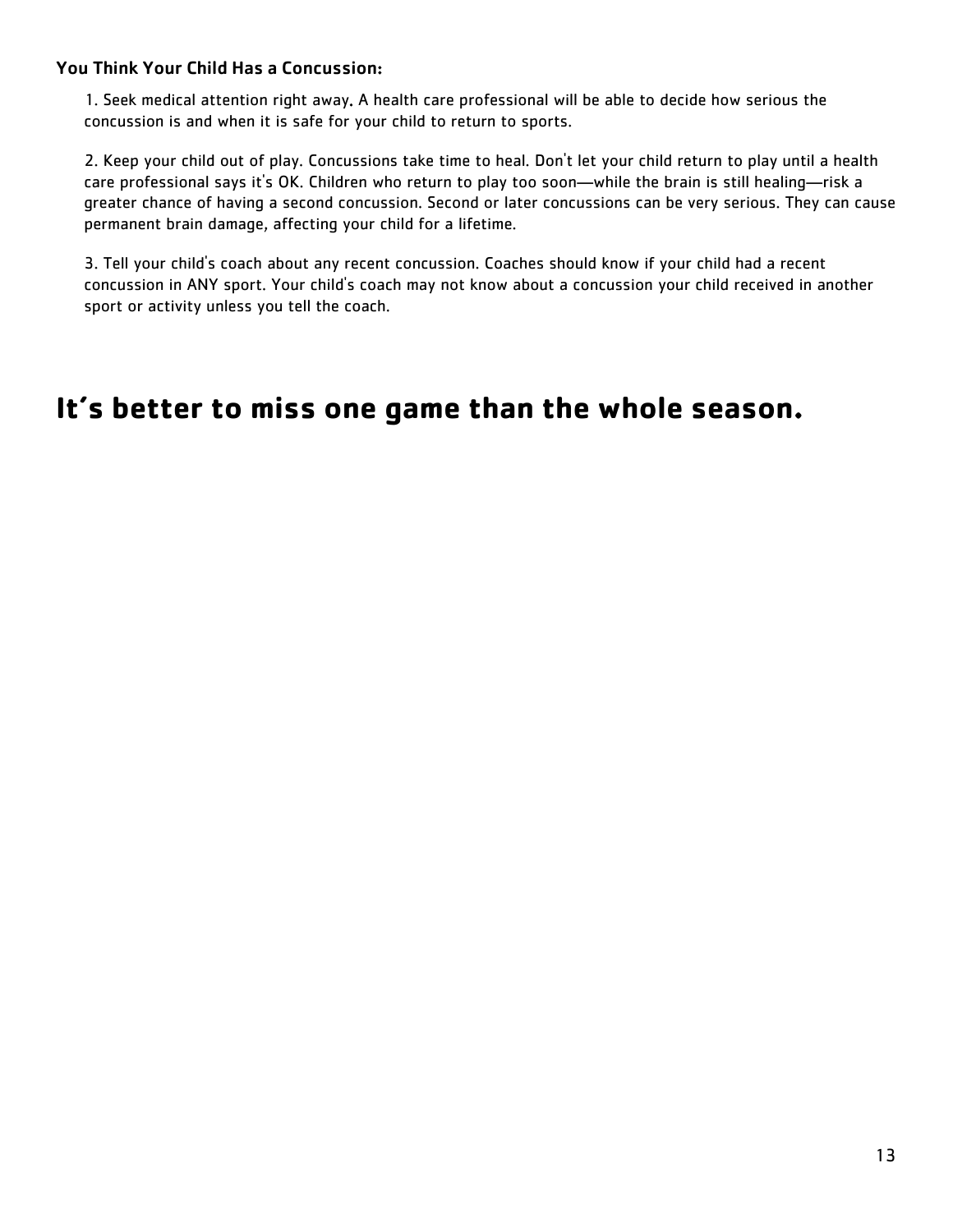**You Think Your Child Has a Concussion:**

1. Seek medical attention right away. A health care professional will be able to decide how serious the concussion is and when it is safe for your child to return to sports.

2. Keep your child out of play. Concussions take time to heal. Don't let your child return to play until a health care professional says it's OK. Children who return to play too soon—while the brain is still healing—risk a greater chance of having a second concussion. Second or later concussions can be very serious. They can cause permanent brain damage, affecting your child for a lifetime.

3. Tell your child's coach about any recent concussion. Coaches should know if your child had a recent concussion in ANY sport. Your child's coach may not know about a concussion your child received in another sport or activity unless you tell the coach.

# It's better to miss one game than the whole season.